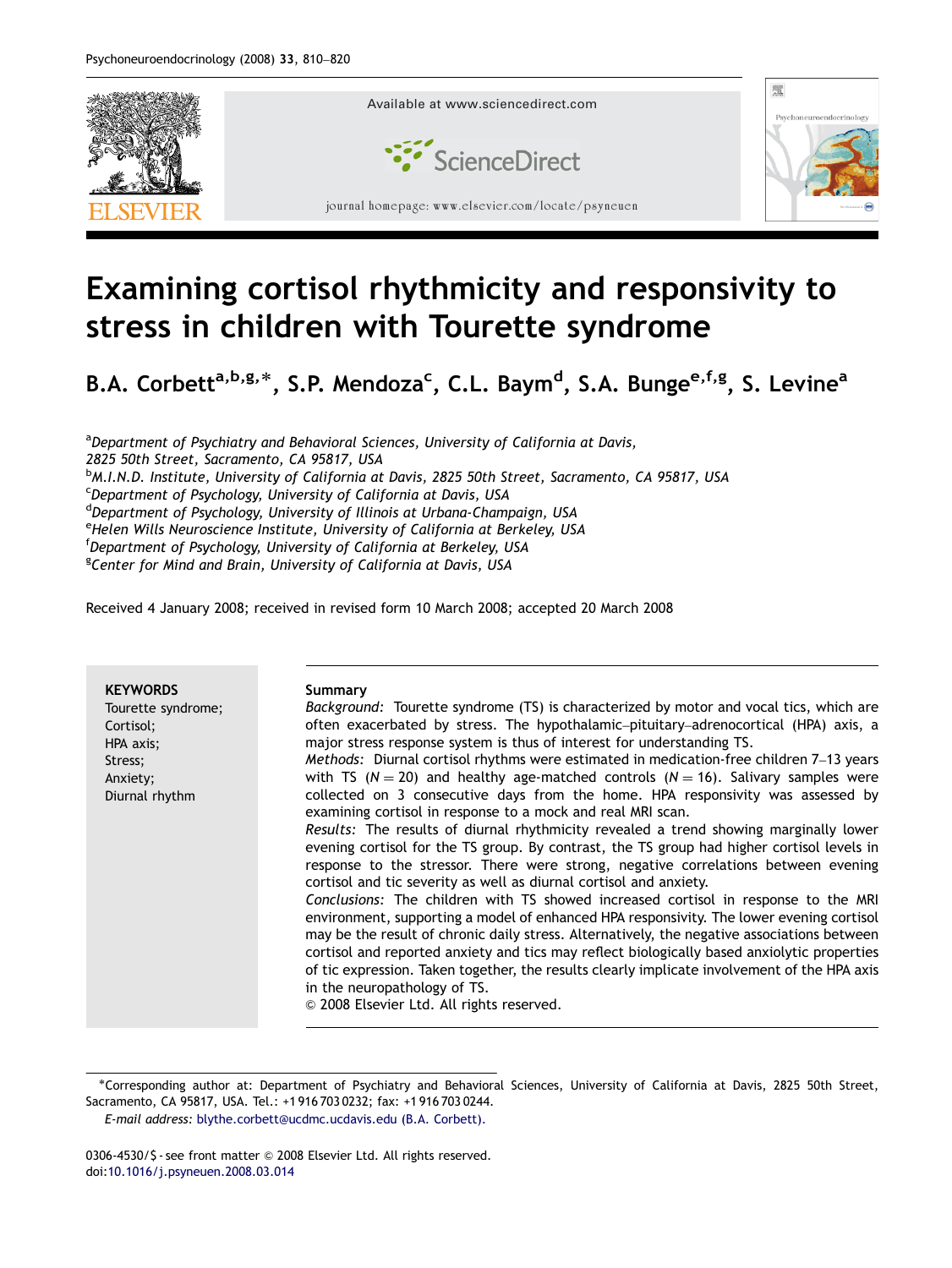Available at www.sciencedirect.com

ScienceDirect

journal homepage: www.elsevier.com/locate/psyneuen

# Examining cortisol rhythmicity and responsivity to stress in children with Tourette syndrome

B.A. Corbett[a,b,g,*], S.P. Mendoza[c], C.L. Baym[d], S.A. Bunge[e,f,g], S. Levine[a]

[a]Department of Psychiatry and Behavioral Sciences, University of California at Davis, 2825 50th Street, Sacramento, CA 95817, USA
[b]M.I.N.D. Institute, University of California at Davis, 2825 50th Street, Sacramento, CA 95817, USA
[c]Department of Psychology, University of California at Davis, USA
[d]Department of Psychology, University of Illinois at Urbana-Champaign, USA
[e]Helen Wills Neuroscience Institute, University of California at Berkeley, USA
[f]Department of Psychology, University of California at Berkeley, USA
[g]Center for Mind and Brain, University of California at Davis, USA

Received 4 January 2008; received in revised form 10 March 2008; accepted 20 March 2008

**KEYWORDS**
Tourette syndrome;
Cortisol;
HPA axis;
Stress;
Anxiety;
Diurnal rhythm

**Summary**

*Background:* Tourette syndrome (TS) is characterized by motor and vocal tics, which are often exacerbated by stress. The hypothalamic–pituitary–adrenocortical (HPA) axis, a major stress response system is thus of interest for understanding TS.

*Methods:* Diurnal cortisol rhythms were estimated in medication-free children 7–13 years with TS ($N = 20$) and healthy age-matched controls ($N = 16$). Salivary samples were collected on 3 consecutive days from the home. HPA responsivity was assessed by examining cortisol in response to a mock and real MRI scan.

*Results:* The results of diurnal rhythmicity revealed a trend showing marginally lower evening cortisol for the TS group. By contrast, the TS group had higher cortisol levels in response to the stressor. There were strong, negative correlations between evening cortisol and tic severity as well as diurnal cortisol and anxiety.

*Conclusions:* The children with TS showed increased cortisol in response to the MRI environment, supporting a model of enhanced HPA responsivity. The lower evening cortisol may be the result of chronic daily stress. Alternatively, the negative associations between cortisol and reported anxiety and tics may reflect biologically based anxiolytic properties of tic expression. Taken together, the results clearly implicate involvement of the HPA axis in the neuropathology of TS.

© 2008 Elsevier Ltd. All rights reserved.

*Corresponding author at: Department of Psychiatry and Behavioral Sciences, University of California at Davis, 2825 50th Street, Sacramento, CA 95817, USA. Tel.: +1 916 703 0232; fax: +1 916 703 0244.
*E-mail address:* blythe.corbett@ucdmc.ucdavis.edu (B.A. Corbett).

0306-4530/$ - see front matter © 2008 Elsevier Ltd. All rights reserved.
doi:10.1016/j.psyneuen.2008.03.014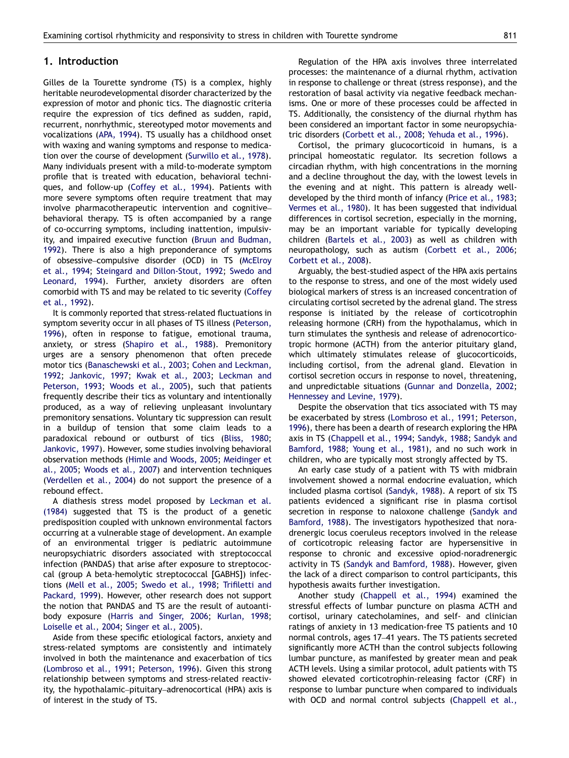## 1. Introduction

Gilles de la Tourette syndrome (TS) is a complex, highly heritable neurodevelopmental disorder characterized by the expression of motor and phonic tics. The diagnostic criteria require the expression of tics defined as sudden, rapid, recurrent, nonrhythmic, stereotyped motor movements and vocalizations (APA, 1994). TS usually has a childhood onset with waxing and waning symptoms and response to medication over the course of development (Surwillo et al., 1978). Many individuals present with a mild-to-moderate symptom profile that is treated with education, behavioral techniques, and follow-up (Coffey et al., 1994). Patients with more severe symptoms often require treatment that may involve pharmacotherapeutic intervention and cognitive–behavioral therapy. TS is often accompanied by a range of co-occurring symptoms, including inattention, impulsivity, and impaired executive function (Bruun and Budman, 1992). There is also a high preponderance of symptoms of obsessive–compulsive disorder (OCD) in TS (McElroy et al., 1994; Steingard and Dillon-Stout, 1992; Swedo and Leonard, 1994). Further, anxiety disorders are often comorbid with TS and may be related to tic severity (Coffey et al., 1992).

It is commonly reported that stress-related fluctuations in symptom severity occur in all phases of TS illness (Peterson, 1996), often in response to fatigue, emotional trauma, anxiety, or stress (Shapiro et al., 1988). Premonitory urges are a sensory phenomenon that often precede motor tics (Banaschewski et al., 2003; Cohen and Leckman, 1992; Jankovic, 1997; Kwak et al., 2003; Leckman and Peterson, 1993; Woods et al., 2005), such that patients frequently describe their tics as voluntary and intentionally produced, as a way of relieving unpleasant involuntary premonitory sensations. Voluntary tic suppression can result in a buildup of tension that some claim leads to a paradoxical rebound or outburst of tics (Bliss, 1980; Jankovic, 1997). However, some studies involving behavioral observation methods (Himle and Woods, 2005; Meidinger et al., 2005; Woods et al., 2007) and intervention techniques (Verdellen et al., 2004) do not support the presence of a rebound effect.

A diathesis stress model proposed by Leckman et al. (1984) suggested that TS is the product of a genetic predisposition coupled with unknown environmental factors occurring at a vulnerable stage of development. An example of an environmental trigger is pediatric autoimmune neuropsychiatric disorders associated with streptococcal infection (PANDAS) that arise after exposure to streptococcal (group A beta-hemolytic streptococcal [GABHS]) infections (Mell et al., 2005; Swedo et al., 1998; Trifiletti and Packard, 1999). However, other research does not support the notion that PANDAS and TS are the result of autoantibody exposure (Harris and Singer, 2006; Kurlan, 1998; Loiselle et al., 2004; Singer et al., 2005).

Aside from these specific etiological factors, anxiety and stress-related symptoms are consistently and intimately involved in both the maintenance and exacerbation of tics (Lombroso et al., 1991; Peterson, 1996). Given this strong relationship between symptoms and stress-related reactivity, the hypothalamic–pituitary–adrenocortical (HPA) axis is of interest in the study of TS.

Regulation of the HPA axis involves three interrelated processes: the maintenance of a diurnal rhythm, activation in response to challenge or threat (stress response), and the restoration of basal activity via negative feedback mechanisms. One or more of these processes could be affected in TS. Additionally, the consistency of the diurnal rhythm has been considered an important factor in some neuropsychiatric disorders (Corbett et al., 2008; Yehuda et al., 1996).

Cortisol, the primary glucocorticoid in humans, is a principal homeostatic regulator. Its secretion follows a circadian rhythm, with high concentrations in the morning and a decline throughout the day, with the lowest levels in the evening and at night. This pattern is already well-developed by the third month of infancy (Price et al., 1983; Vermes et al., 1980). It has been suggested that individual differences in cortisol secretion, especially in the morning, may be an important variable for typically developing children (Bartels et al., 2003) as well as children with neuropathology, such as autism (Corbett et al., 2006; Corbett et al., 2008).

Arguably, the best-studied aspect of the HPA axis pertains to the response to stress, and one of the most widely used biological markers of stress is an increased concentration of circulating cortisol secreted by the adrenal gland. The stress response is initiated by the release of corticotrophin releasing hormone (CRH) from the hypothalamus, which in turn stimulates the synthesis and release of adrenocorticotropic hormone (ACTH) from the anterior pituitary gland, which ultimately stimulates release of glucocorticoids, including cortisol, from the adrenal gland. Elevation in cortisol secretion occurs in response to novel, threatening, and unpredictable situations (Gunnar and Donzella, 2002; Hennessey and Levine, 1979).

Despite the observation that tics associated with TS may be exacerbated by stress (Lombroso et al., 1991; Peterson, 1996), there has been a dearth of research exploring the HPA axis in TS (Chappell et al., 1994; Sandyk, 1988; Sandyk and Bamford, 1988; Young et al., 1981), and no such work in children, who are typically most strongly affected by TS.

An early case study of a patient with TS with midbrain involvement showed a normal endocrine evaluation, which included plasma cortisol (Sandyk, 1988). A report of six TS patients evidenced a significant rise in plasma cortisol secretion in response to naloxone challenge (Sandyk and Bamford, 1988). The investigators hypothesized that noradrenergic locus coeruleus receptors involved in the release of corticotropic releasing factor are hypersensitive in response to chronic and excessive opioid-noradrenergic activity in TS (Sandyk and Bamford, 1988). However, given the lack of a direct comparison to control participants, this hypothesis awaits further investigation.

Another study (Chappell et al., 1994) examined the stressful effects of lumbar puncture on plasma ACTH and cortisol, urinary catecholamines, and self- and clinician ratings of anxiety in 13 medication-free TS patients and 10 normal controls, ages 17–41 years. The TS patients secreted significantly more ACTH than the control subjects following lumbar puncture, as manifested by greater mean and peak ACTH levels. Using a similar protocol, adult patients with TS showed elevated corticotrophin-releasing factor (CRF) in response to lumbar puncture when compared to individuals with OCD and normal control subjects (Chappell et al.,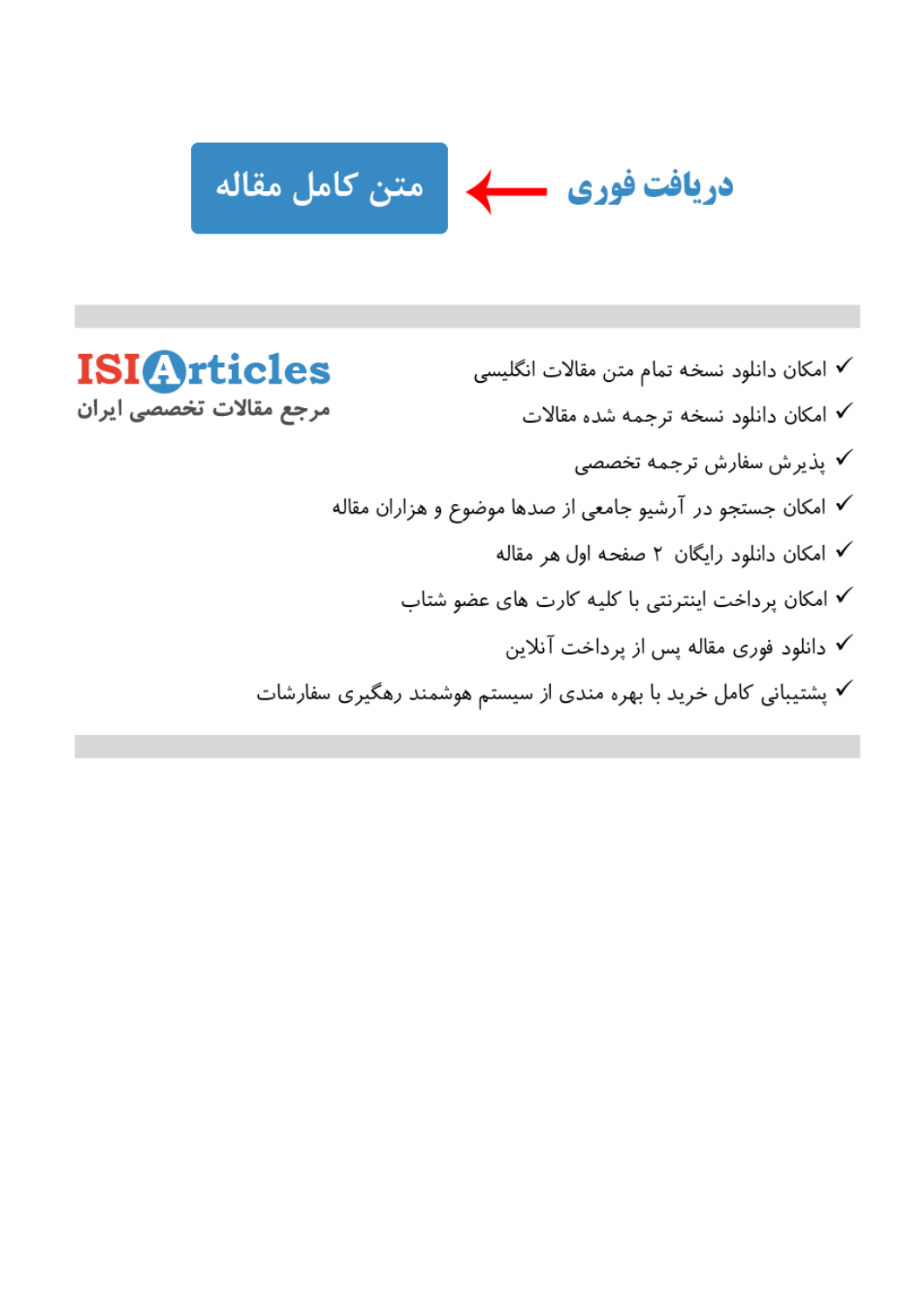دریافت فوری ← **متن کامل مقاله**

---

**ISIArticles**
مرجع مقالات تخصصی ایران

- ✓ امکان دانلود نسخه تمام متن مقالات انگلیسی
- ✓ امکان دانلود نسخه ترجمه شده مقالات
- ✓ پذیرش سفارش ترجمه تخصصی
- ✓ امکان جستجو در آرشیو جامعی از صدها موضوع و هزاران مقاله
- ✓ امکان دانلود رایگان ۲ صفحه اول هر مقاله
- ✓ امکان پرداخت اینترنتی با کلیه کارت های عضو شتاب
- ✓ دانلود فوری مقاله پس از پرداخت آنلاین
- ✓ پشتیبانی کامل خرید با بهره مندی از سیستم هوشمند رهگیری سفارشات

---